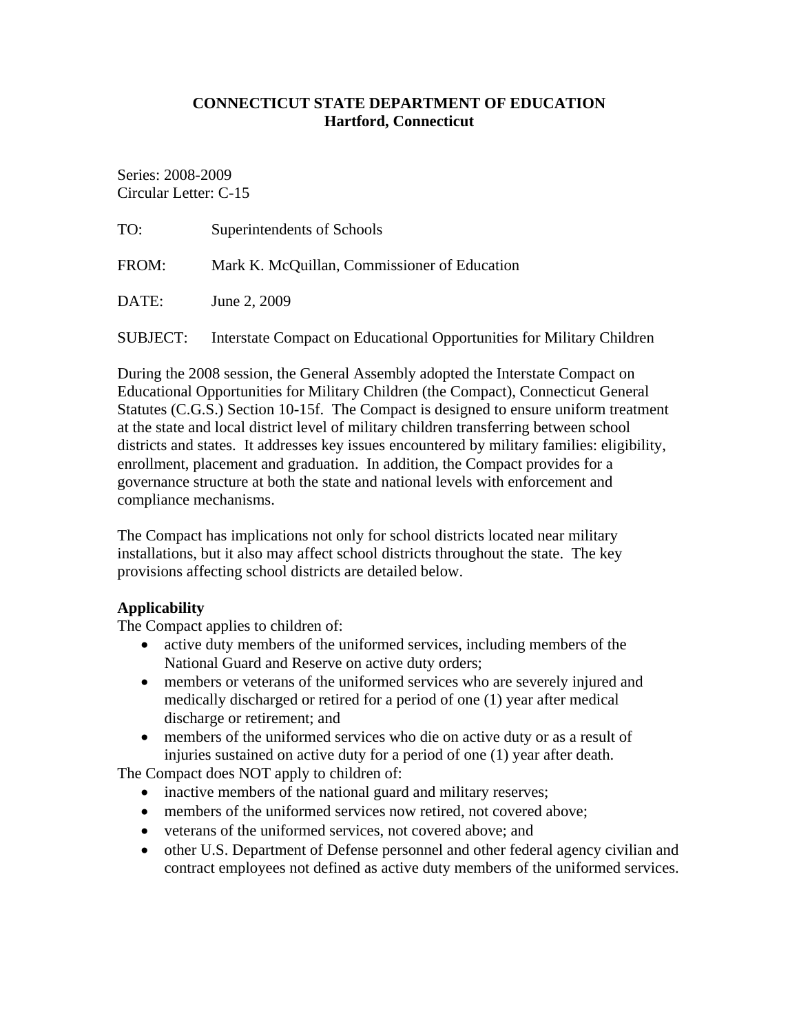**CONNECTICUT STATE DEPARTMENT OF EDUCATION**
**Hartford, Connecticut**

Series: 2008-2009
Circular Letter: C-15

TO: Superintendents of Schools

FROM: Mark K. McQuillan, Commissioner of Education

DATE: June 2, 2009

SUBJECT: Interstate Compact on Educational Opportunities for Military Children

During the 2008 session, the General Assembly adopted the Interstate Compact on Educational Opportunities for Military Children (the Compact), Connecticut General Statutes (C.G.S.) Section 10-15f. The Compact is designed to ensure uniform treatment at the state and local district level of military children transferring between school districts and states. It addresses key issues encountered by military families: eligibility, enrollment, placement and graduation. In addition, the Compact provides for a governance structure at both the state and national levels with enforcement and compliance mechanisms.

The Compact has implications not only for school districts located near military installations, but it also may affect school districts throughout the state. The key provisions affecting school districts are detailed below.

**Applicability**

The Compact applies to children of:

- active duty members of the uniformed services, including members of the National Guard and Reserve on active duty orders;
- members or veterans of the uniformed services who are severely injured and medically discharged or retired for a period of one (1) year after medical discharge or retirement; and
- members of the uniformed services who die on active duty or as a result of injuries sustained on active duty for a period of one (1) year after death.

The Compact does NOT apply to children of:

- inactive members of the national guard and military reserves;
- members of the uniformed services now retired, not covered above;
- veterans of the uniformed services, not covered above; and
- other U.S. Department of Defense personnel and other federal agency civilian and contract employees not defined as active duty members of the uniformed services.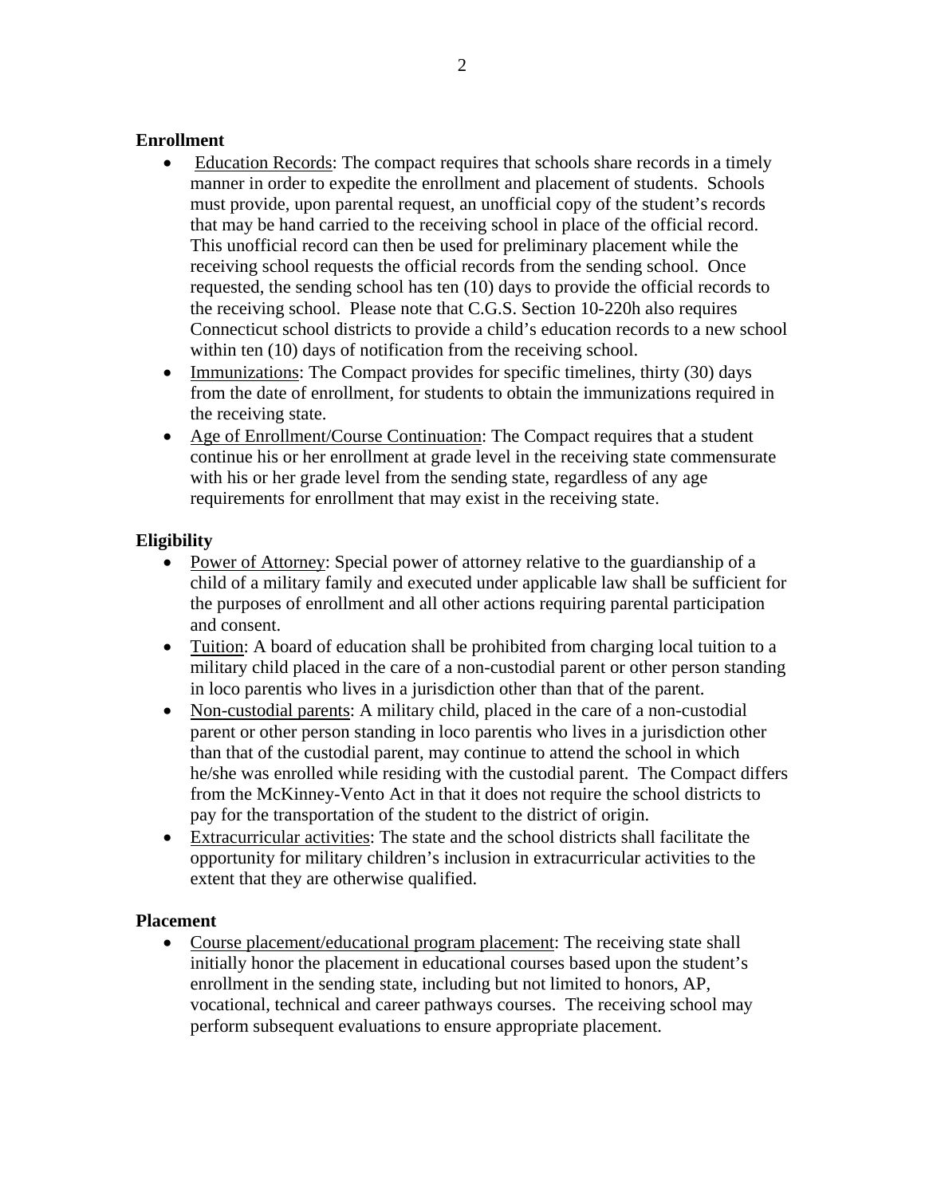**Enrollment**

- Education Records: The compact requires that schools share records in a timely manner in order to expedite the enrollment and placement of students. Schools must provide, upon parental request, an unofficial copy of the student's records that may be hand carried to the receiving school in place of the official record. This unofficial record can then be used for preliminary placement while the receiving school requests the official records from the sending school. Once requested, the sending school has ten (10) days to provide the official records to the receiving school. Please note that C.G.S. Section 10-220h also requires Connecticut school districts to provide a child's education records to a new school within ten (10) days of notification from the receiving school.
- Immunizations: The Compact provides for specific timelines, thirty (30) days from the date of enrollment, for students to obtain the immunizations required in the receiving state.
- Age of Enrollment/Course Continuation: The Compact requires that a student continue his or her enrollment at grade level in the receiving state commensurate with his or her grade level from the sending state, regardless of any age requirements for enrollment that may exist in the receiving state.

**Eligibility**

- Power of Attorney: Special power of attorney relative to the guardianship of a child of a military family and executed under applicable law shall be sufficient for the purposes of enrollment and all other actions requiring parental participation and consent.
- Tuition: A board of education shall be prohibited from charging local tuition to a military child placed in the care of a non-custodial parent or other person standing in loco parentis who lives in a jurisdiction other than that of the parent.
- Non-custodial parents: A military child, placed in the care of a non-custodial parent or other person standing in loco parentis who lives in a jurisdiction other than that of the custodial parent, may continue to attend the school in which he/she was enrolled while residing with the custodial parent. The Compact differs from the McKinney-Vento Act in that it does not require the school districts to pay for the transportation of the student to the district of origin.
- Extracurricular activities: The state and the school districts shall facilitate the opportunity for military children's inclusion in extracurricular activities to the extent that they are otherwise qualified.

**Placement**

- Course placement/educational program placement: The receiving state shall initially honor the placement in educational courses based upon the student's enrollment in the sending state, including but not limited to honors, AP, vocational, technical and career pathways courses. The receiving school may perform subsequent evaluations to ensure appropriate placement.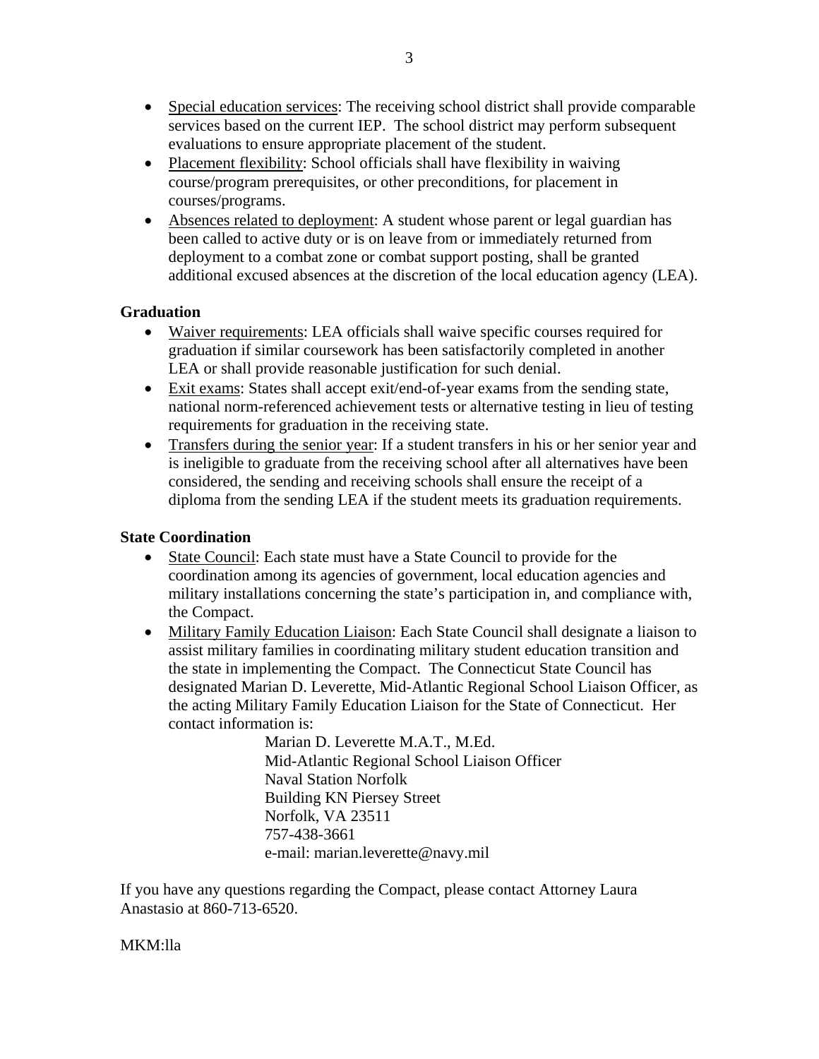- Special education services: The receiving school district shall provide comparable services based on the current IEP. The school district may perform subsequent evaluations to ensure appropriate placement of the student.
- Placement flexibility: School officials shall have flexibility in waiving course/program prerequisites, or other preconditions, for placement in courses/programs.
- Absences related to deployment: A student whose parent or legal guardian has been called to active duty or is on leave from or immediately returned from deployment to a combat zone or combat support posting, shall be granted additional excused absences at the discretion of the local education agency (LEA).

**Graduation**

- Waiver requirements: LEA officials shall waive specific courses required for graduation if similar coursework has been satisfactorily completed in another LEA or shall provide reasonable justification for such denial.
- Exit exams: States shall accept exit/end-of-year exams from the sending state, national norm-referenced achievement tests or alternative testing in lieu of testing requirements for graduation in the receiving state.
- Transfers during the senior year: If a student transfers in his or her senior year and is ineligible to graduate from the receiving school after all alternatives have been considered, the sending and receiving schools shall ensure the receipt of a diploma from the sending LEA if the student meets its graduation requirements.

**State Coordination**

- State Council: Each state must have a State Council to provide for the coordination among its agencies of government, local education agencies and military installations concerning the state's participation in, and compliance with, the Compact.
- Military Family Education Liaison: Each State Council shall designate a liaison to assist military families in coordinating military student education transition and the state in implementing the Compact. The Connecticut State Council has designated Marian D. Leverette, Mid-Atlantic Regional School Liaison Officer, as the acting Military Family Education Liaison for the State of Connecticut. Her contact information is:

  Marian D. Leverette M.A.T., M.Ed.
  Mid-Atlantic Regional School Liaison Officer
  Naval Station Norfolk
  Building KN Piersey Street
  Norfolk, VA 23511
  757-438-3661
  e-mail: marian.leverette@navy.mil

If you have any questions regarding the Compact, please contact Attorney Laura Anastasio at 860-713-6520.

MKM:lla